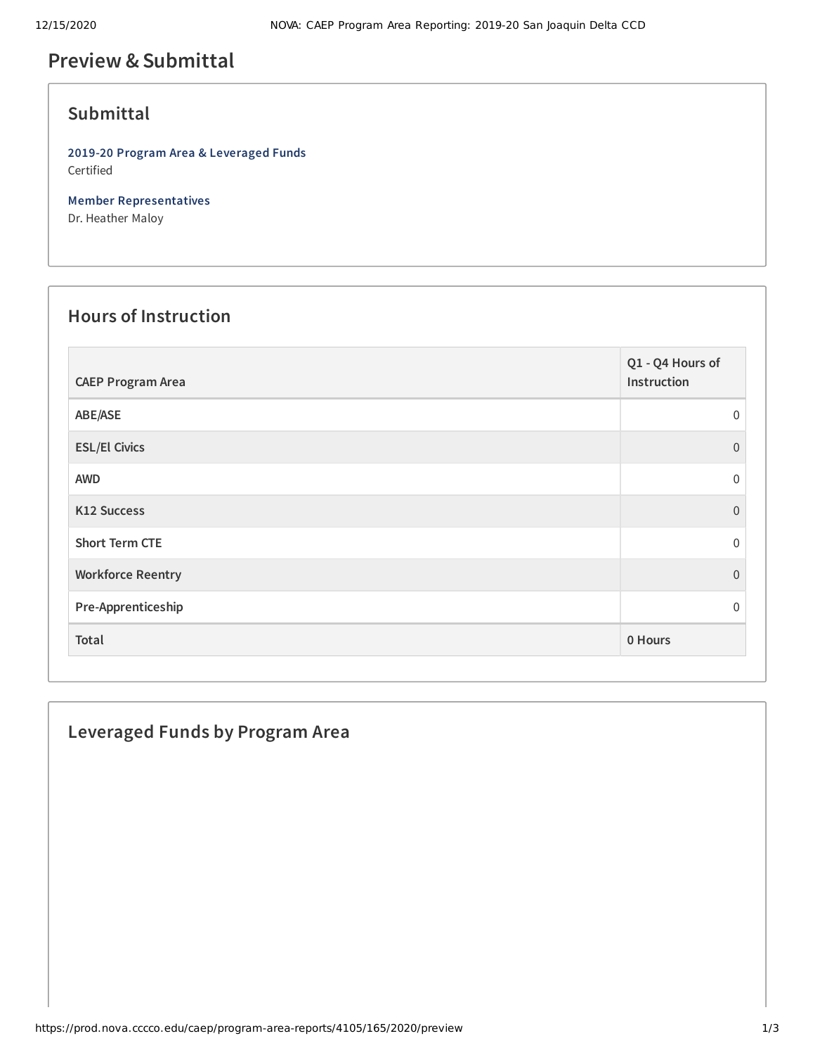# Preview & Submittal

## Submittal

**2019-20 Program Area & Leveraged Funds**
Certified

**Member Representatives**
Dr. Heather Maloy

## Hours of Instruction

| CAEP Program Area | Q1 - Q4 Hours of Instruction |
|---|---|
| ABE/ASE | 0 |
| ESL/El Civics | 0 |
| AWD | 0 |
| K12 Success | 0 |
| Short Term CTE | 0 |
| Workforce Reentry | 0 |
| Pre-Apprenticeship | 0 |
| **Total** | **0 Hours** |

## Leveraged Funds by Program Area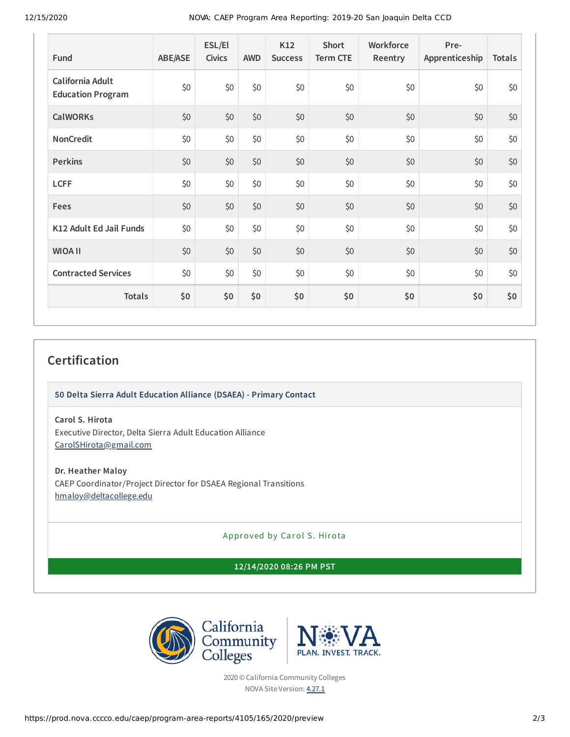| Fund | ABE/ASE | ESL/El Civics | AWD | K12 Success | Short Term CTE | Workforce Reentry | Pre-Apprenticeship | Totals |
|---|---|---|---|---|---|---|---|---|
| California Adult Education Program | $0 | $0 | $0 | $0 | $0 | $0 | $0 | $0 |
| CalWORKs | $0 | $0 | $0 | $0 | $0 | $0 | $0 | $0 |
| NonCredit | $0 | $0 | $0 | $0 | $0 | $0 | $0 | $0 |
| Perkins | $0 | $0 | $0 | $0 | $0 | $0 | $0 | $0 |
| LCFF | $0 | $0 | $0 | $0 | $0 | $0 | $0 | $0 |
| Fees | $0 | $0 | $0 | $0 | $0 | $0 | $0 | $0 |
| K12 Adult Ed Jail Funds | $0 | $0 | $0 | $0 | $0 | $0 | $0 | $0 |
| WIOA II | $0 | $0 | $0 | $0 | $0 | $0 | $0 | $0 |
| Contracted Services | $0 | $0 | $0 | $0 | $0 | $0 | $0 | $0 |
| **Totals** | **$0** | **$0** | **$0** | **$0** | **$0** | **$0** | **$0** | **$0** |

## Certification

**50 Delta Sierra Adult Education Alliance (DSAEA) - Primary Contact**

**Carol S. Hirota**
Executive Director, Delta Sierra Adult Education Alliance
CarolSHirota@gmail.com

**Dr. Heather Maloy**
CAEP Coordinator/Project Director for DSAEA Regional Transitions
hmaloy@deltacollege.edu

Approved by Carol S. Hirota

**12/14/2020 08:26 PM PST**

2020 © California Community Colleges
NOVA Site Version: 4.27.1